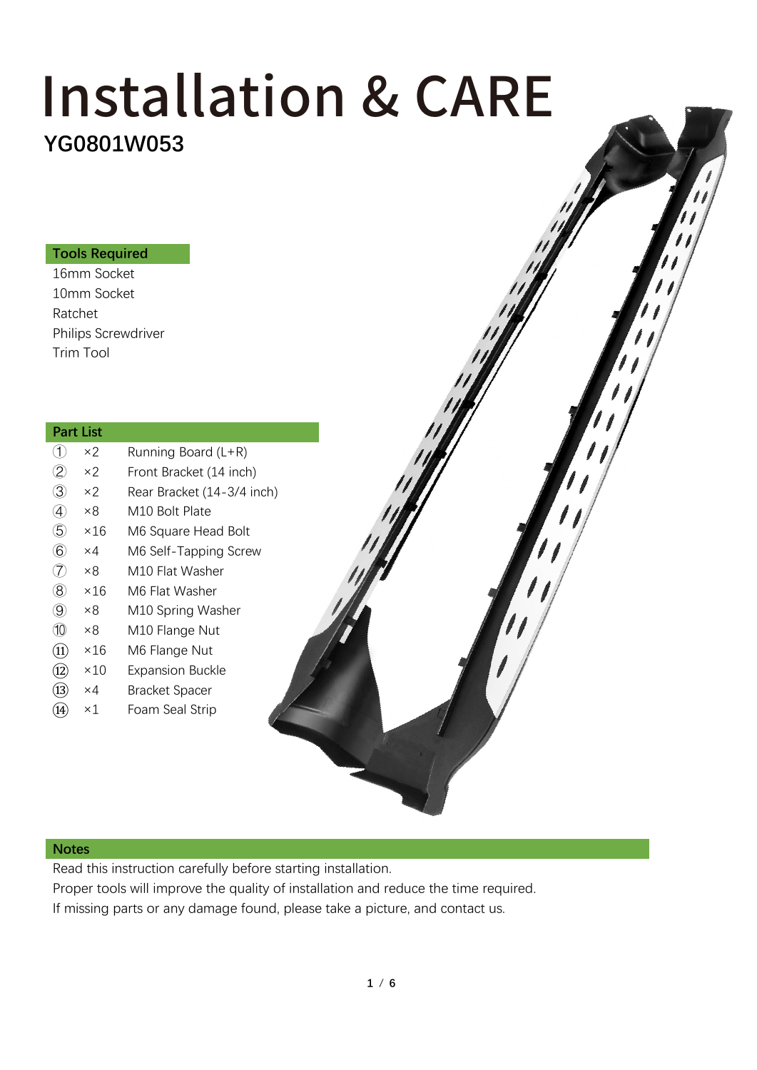# Installation & CARE

**YG0801W053**

## Tools Required

16mm Socket
10mm Socket
Ratchet
Philips Screwdriver
Trim Tool

## Part List

| No. | Qty | Part |
|---|---|---|
| ① | ×2 | Running Board (L+R) |
| ② | ×2 | Front Bracket (14 inch) |
| ③ | ×2 | Rear Bracket (14-3/4 inch) |
| ④ | ×8 | M10 Bolt Plate |
| ⑤ | ×16 | M6 Square Head Bolt |
| ⑥ | ×4 | M6 Self-Tapping Screw |
| ⑦ | ×8 | M10 Flat Washer |
| ⑧ | ×16 | M6 Flat Washer |
| ⑨ | ×8 | M10 Spring Washer |
| ⑩ | ×8 | M10 Flange Nut |
| ⑪ | ×16 | M6 Flange Nut |
| ⑫ | ×10 | Expansion Buckle |
| ⑬ | ×4 | Bracket Spacer |
| ⑭ | ×1 | Foam Seal Strip |

## Notes

Read this instruction carefully before starting installation.
Proper tools will improve the quality of installation and reduce the time required.
If missing parts or any damage found, please take a picture, and contact us.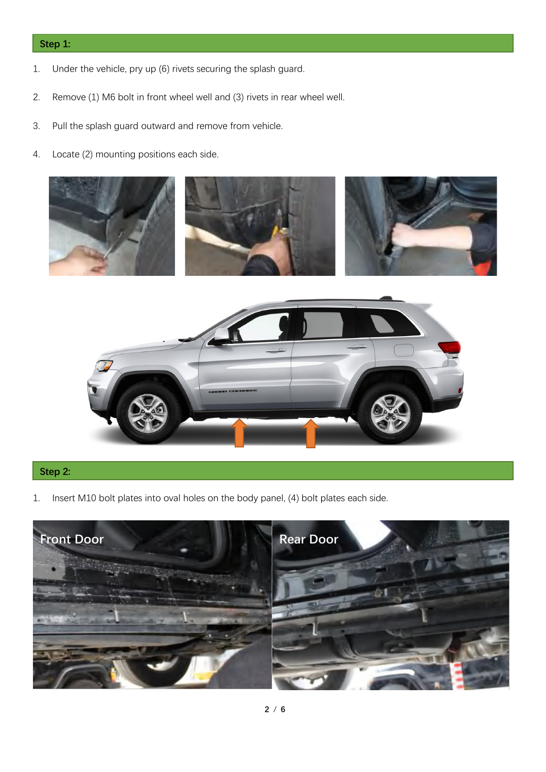## Step 1:

1. Under the vehicle, pry up (6) rivets securing the splash guard.
2. Remove (1) M6 bolt in front wheel well and (3) rivets in rear wheel well.
3. Pull the splash guard outward and remove from vehicle.
4. Locate (2) mounting positions each side.

## Step 2:

1. Insert M10 bolt plates into oval holes on the body panel, (4) bolt plates each side.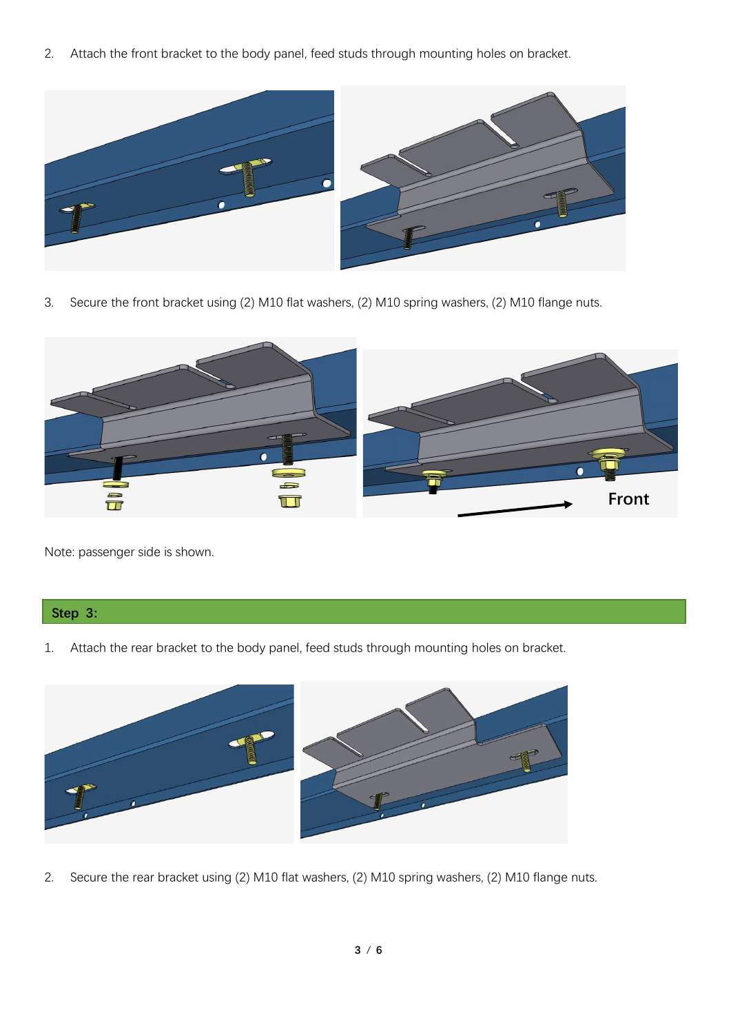2. Attach the front bracket to the body panel, feed studs through mounting holes on bracket.

3. Secure the front bracket using (2) M10 flat washers, (2) M10 spring washers, (2) M10 flange nuts.

Note: passenger side is shown.

## Step 3:

1. Attach the rear bracket to the body panel, feed studs through mounting holes on bracket.

2. Secure the rear bracket using (2) M10 flat washers, (2) M10 spring washers, (2) M10 flange nuts.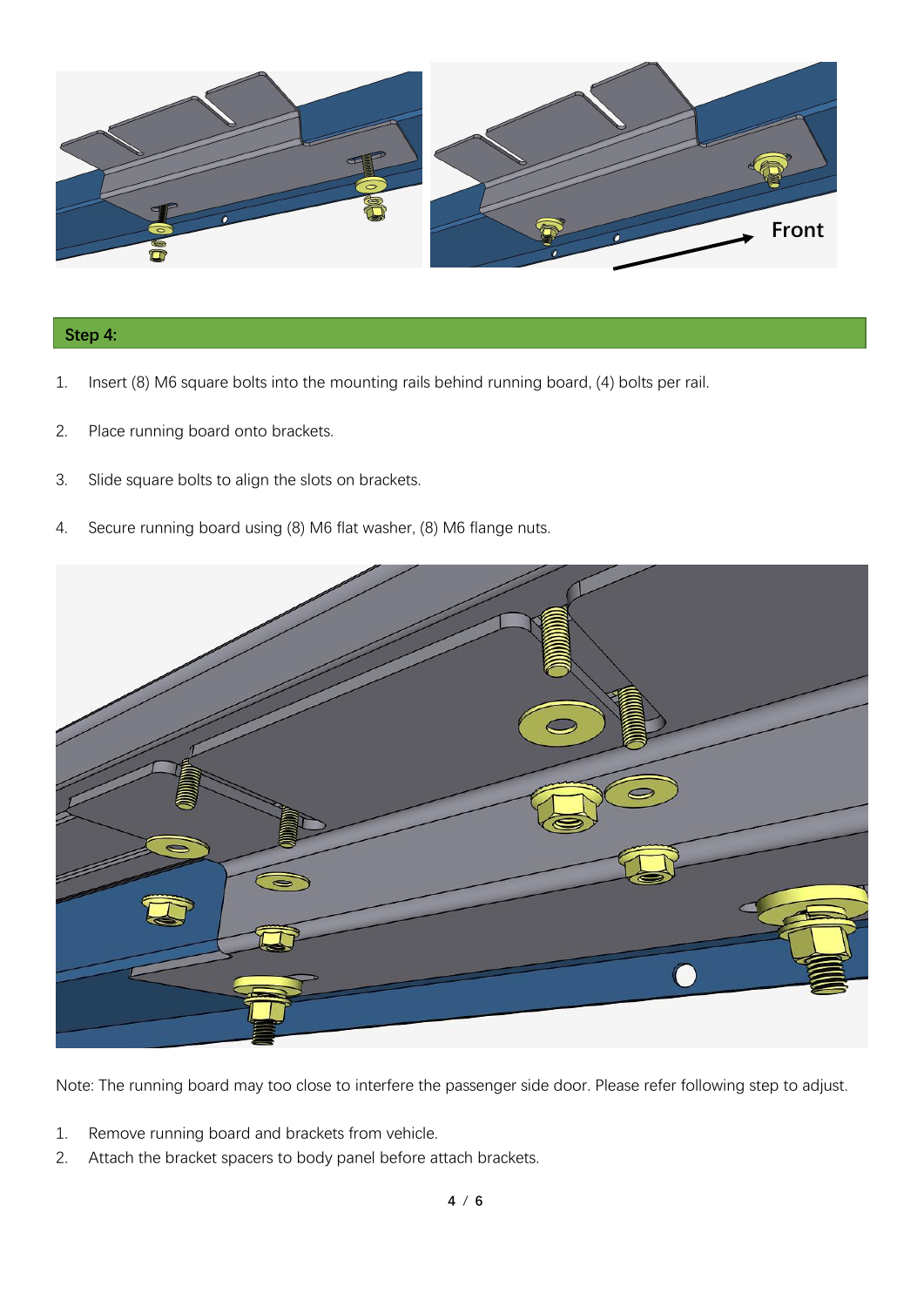Front

## Step 4:

1. Insert (8) M6 square bolts into the mounting rails behind running board, (4) bolts per rail.
2. Place running board onto brackets.
3. Slide square bolts to align the slots on brackets.
4. Secure running board using (8) M6 flat washer, (8) M6 flange nuts.

Note: The running board may too close to interfere the passenger side door. Please refer following step to adjust.

1. Remove running board and brackets from vehicle.
2. Attach the bracket spacers to body panel before attach brackets.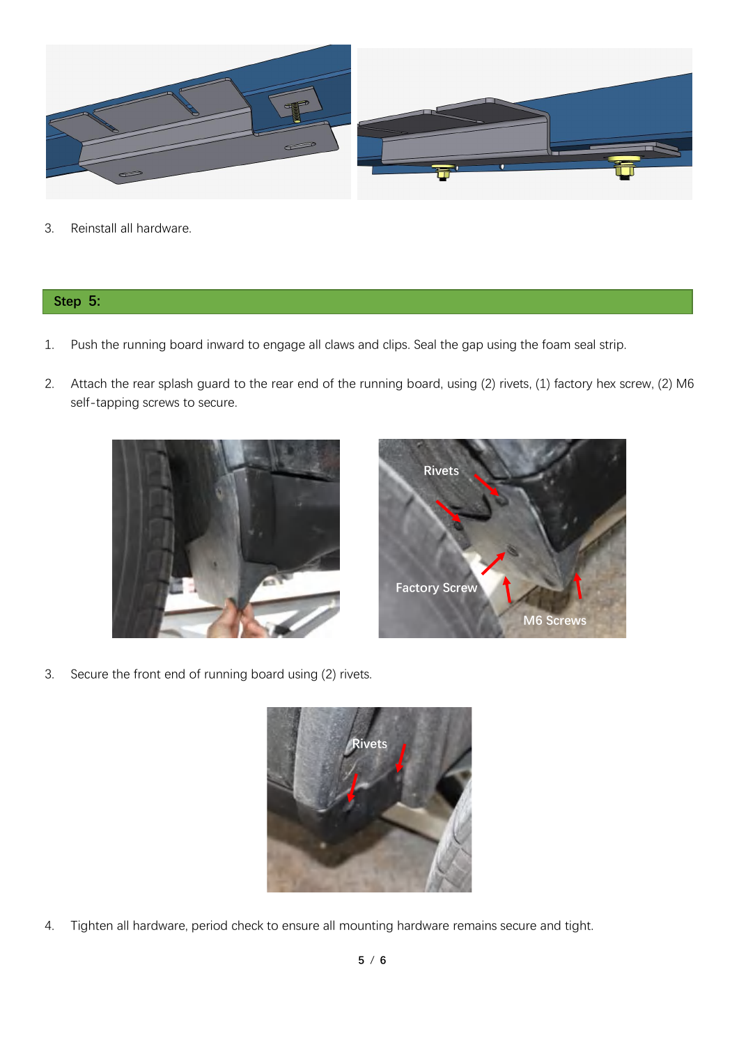3. Reinstall all hardware.

## Step 5:

1. Push the running board inward to engage all claws and clips. Seal the gap using the foam seal strip.
2. Attach the rear splash guard to the rear end of the running board, using (2) rivets, (1) factory hex screw, (2) M6 self-tapping screws to secure.
3. Secure the front end of running board using (2) rivets.
4. Tighten all hardware, period check to ensure all mounting hardware remains secure and tight.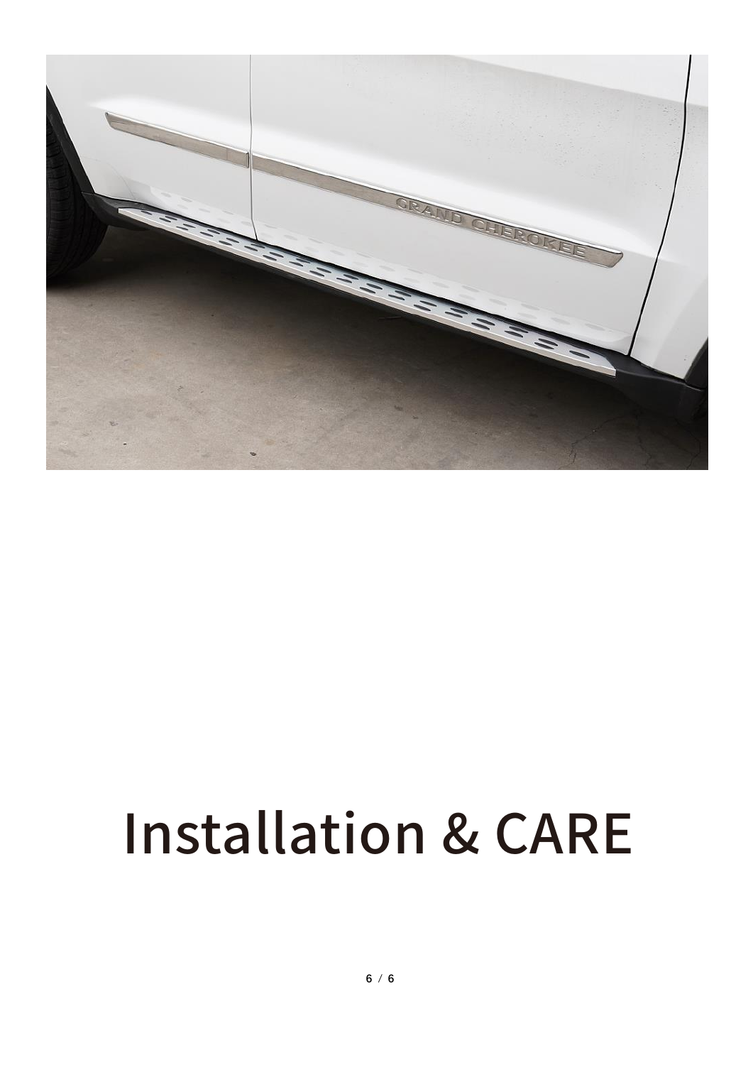# Installation & CARE